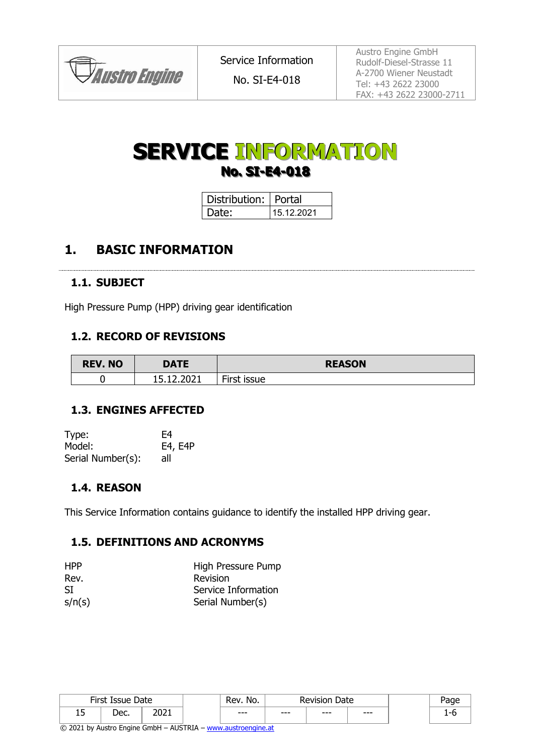# SERVICE INFORMATION

## No. SI-E4-018

| Distribution: | Portal |
| --- | --- |
| Date: | 15.12.2021 |

# 1. BASIC INFORMATION

## 1.1. SUBJECT

High Pressure Pump (HPP) driving gear identification

## 1.2. RECORD OF REVISIONS

| REV. NO | DATE | REASON |
| --- | --- | --- |
| 0 | 15.12.2021 | First issue |

## 1.3. ENGINES AFFECTED

Type: E4
Model: E4, E4P
Serial Number(s): all

## 1.4. REASON

This Service Information contains guidance to identify the installed HPP driving gear.

## 1.5. DEFINITIONS AND ACRONYMS

| | |
| --- | --- |
| HPP | High Pressure Pump |
| Rev. | Revision |
| SI | Service Information |
| s/n(s) | Serial Number(s) |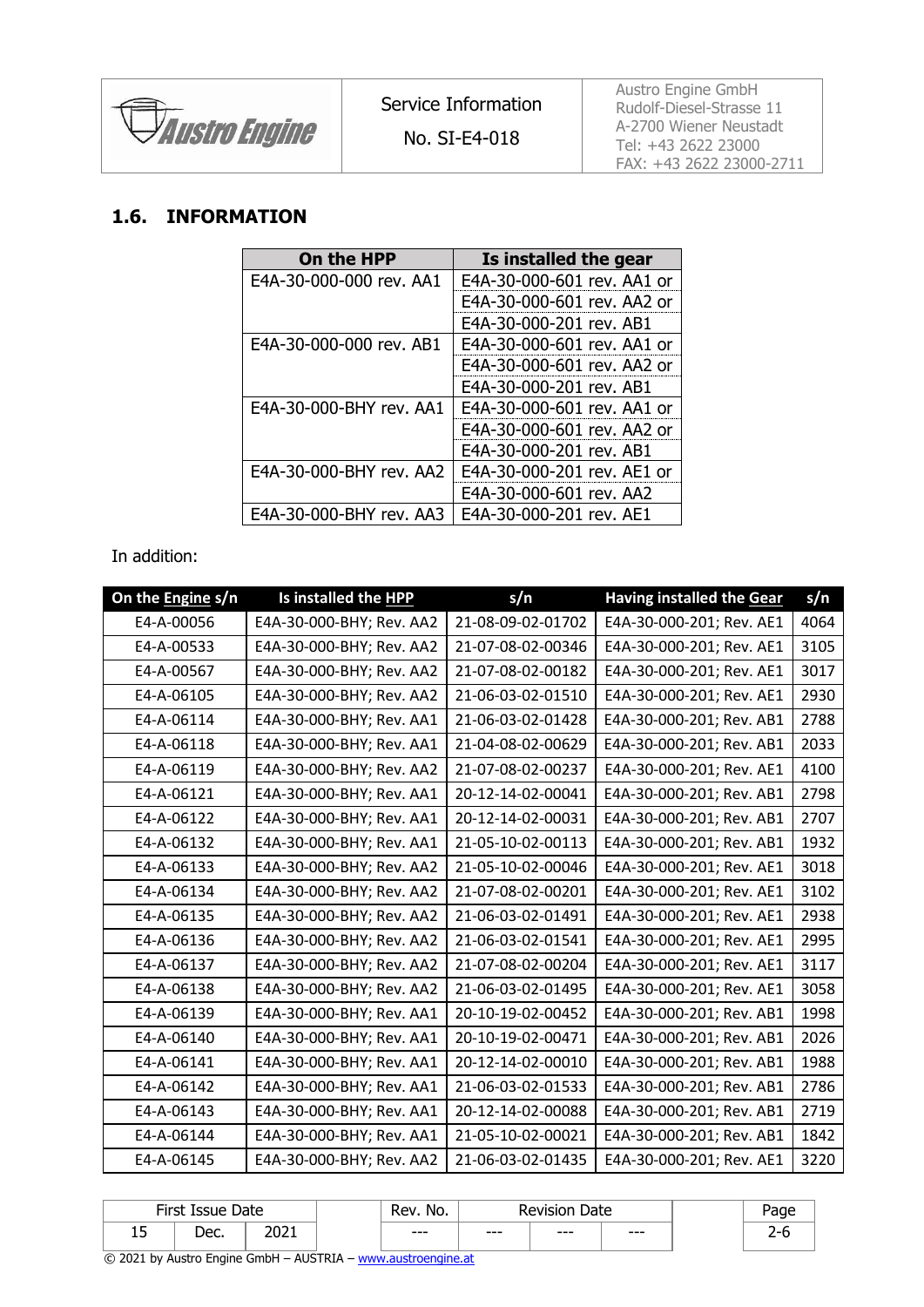## 1.6. INFORMATION

| On the HPP | Is installed the gear |
|---|---|
| E4A-30-000-000 rev. AA1 | E4A-30-000-601 rev. AA1 or |
| | E4A-30-000-601 rev. AA2 or |
| | E4A-30-000-201 rev. AB1 |
| E4A-30-000-000 rev. AB1 | E4A-30-000-601 rev. AA1 or |
| | E4A-30-000-601 rev. AA2 or |
| | E4A-30-000-201 rev. AB1 |
| E4A-30-000-BHY rev. AA1 | E4A-30-000-601 rev. AA1 or |
| | E4A-30-000-601 rev. AA2 or |
| | E4A-30-000-201 rev. AB1 |
| E4A-30-000-BHY rev. AA2 | E4A-30-000-201 rev. AE1 or |
| | E4A-30-000-601 rev. AA2 |
| E4A-30-000-BHY rev. AA3 | E4A-30-000-201 rev. AE1 |

In addition:

| On the Engine s/n | Is installed the HPP | s/n | Having installed the Gear | s/n |
|---|---|---|---|---|
| E4-A-00056 | E4A-30-000-BHY; Rev. AA2 | 21-08-09-02-01702 | E4A-30-000-201; Rev. AE1 | 4064 |
| E4-A-00533 | E4A-30-000-BHY; Rev. AA2 | 21-07-08-02-00346 | E4A-30-000-201; Rev. AE1 | 3105 |
| E4-A-00567 | E4A-30-000-BHY; Rev. AA2 | 21-07-08-02-00182 | E4A-30-000-201; Rev. AE1 | 3017 |
| E4-A-06105 | E4A-30-000-BHY; Rev. AA2 | 21-06-03-02-01510 | E4A-30-000-201; Rev. AE1 | 2930 |
| E4-A-06114 | E4A-30-000-BHY; Rev. AA1 | 21-06-03-02-01428 | E4A-30-000-201; Rev. AB1 | 2788 |
| E4-A-06118 | E4A-30-000-BHY; Rev. AA1 | 21-04-08-02-00629 | E4A-30-000-201; Rev. AB1 | 2033 |
| E4-A-06119 | E4A-30-000-BHY; Rev. AA2 | 21-07-08-02-00237 | E4A-30-000-201; Rev. AE1 | 4100 |
| E4-A-06121 | E4A-30-000-BHY; Rev. AA1 | 20-12-14-02-00041 | E4A-30-000-201; Rev. AB1 | 2798 |
| E4-A-06122 | E4A-30-000-BHY; Rev. AA1 | 20-12-14-02-00031 | E4A-30-000-201; Rev. AB1 | 2707 |
| E4-A-06132 | E4A-30-000-BHY; Rev. AA1 | 21-05-10-02-00113 | E4A-30-000-201; Rev. AB1 | 1932 |
| E4-A-06133 | E4A-30-000-BHY; Rev. AA2 | 21-05-10-02-00046 | E4A-30-000-201; Rev. AE1 | 3018 |
| E4-A-06134 | E4A-30-000-BHY; Rev. AA2 | 21-07-08-02-00201 | E4A-30-000-201; Rev. AE1 | 3102 |
| E4-A-06135 | E4A-30-000-BHY; Rev. AA2 | 21-06-03-02-01491 | E4A-30-000-201; Rev. AE1 | 2938 |
| E4-A-06136 | E4A-30-000-BHY; Rev. AA2 | 21-06-03-02-01541 | E4A-30-000-201; Rev. AE1 | 2995 |
| E4-A-06137 | E4A-30-000-BHY; Rev. AA2 | 21-07-08-02-00204 | E4A-30-000-201; Rev. AE1 | 3117 |
| E4-A-06138 | E4A-30-000-BHY; Rev. AA2 | 21-06-03-02-01495 | E4A-30-000-201; Rev. AE1 | 3058 |
| E4-A-06139 | E4A-30-000-BHY; Rev. AA1 | 20-10-19-02-00452 | E4A-30-000-201; Rev. AB1 | 1998 |
| E4-A-06140 | E4A-30-000-BHY; Rev. AA1 | 20-10-19-02-00471 | E4A-30-000-201; Rev. AB1 | 2026 |
| E4-A-06141 | E4A-30-000-BHY; Rev. AA1 | 20-12-14-02-00010 | E4A-30-000-201; Rev. AB1 | 1988 |
| E4-A-06142 | E4A-30-000-BHY; Rev. AA1 | 21-06-03-02-01533 | E4A-30-000-201; Rev. AB1 | 2786 |
| E4-A-06143 | E4A-30-000-BHY; Rev. AA1 | 20-12-14-02-00088 | E4A-30-000-201; Rev. AB1 | 2719 |
| E4-A-06144 | E4A-30-000-BHY; Rev. AA1 | 21-05-10-02-00021 | E4A-30-000-201; Rev. AB1 | 1842 |
| E4-A-06145 | E4A-30-000-BHY; Rev. AA2 | 21-06-03-02-01435 | E4A-30-000-201; Rev. AE1 | 3220 |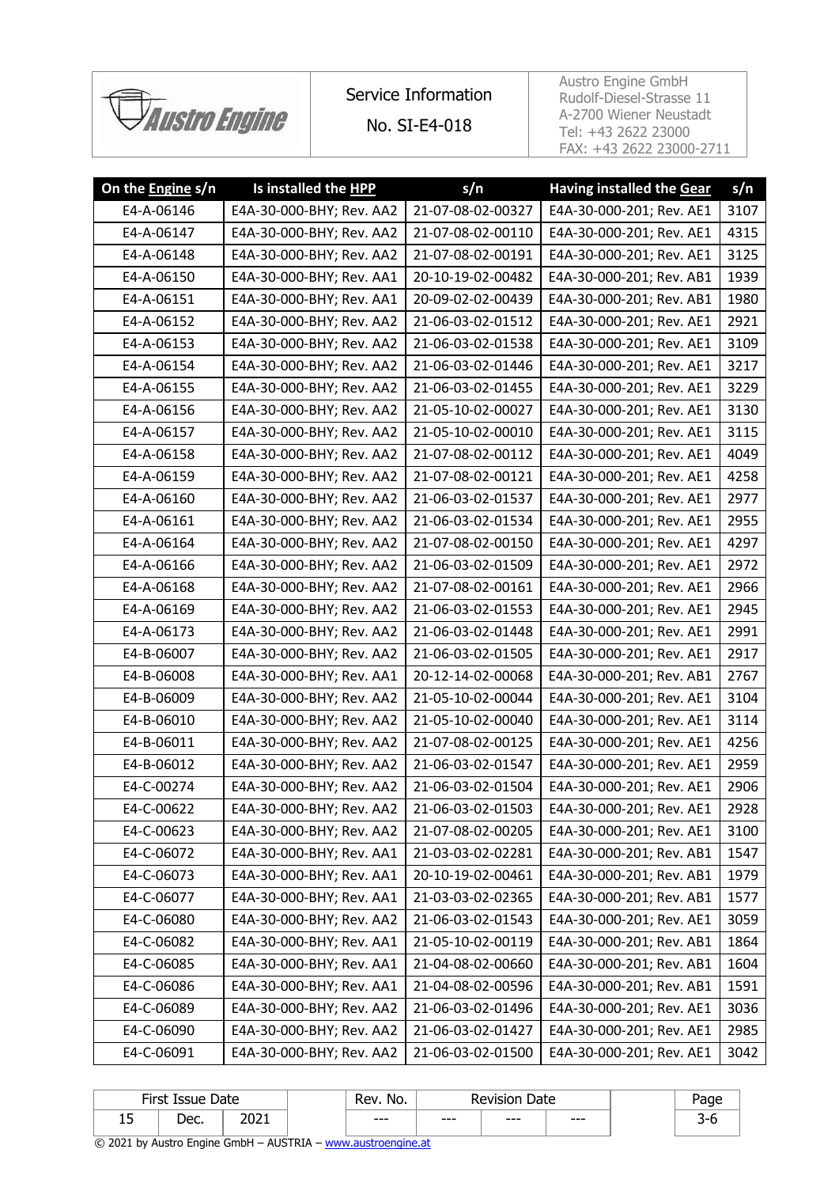| On the Engine s/n | Is installed the HPP | s/n | Having installed the Gear | s/n |
|---|---|---|---|---|
| E4-A-06146 | E4A-30-000-BHY; Rev. AA2 | 21-07-08-02-00327 | E4A-30-000-201; Rev. AE1 | 3107 |
| E4-A-06147 | E4A-30-000-BHY; Rev. AA2 | 21-07-08-02-00110 | E4A-30-000-201; Rev. AE1 | 4315 |
| E4-A-06148 | E4A-30-000-BHY; Rev. AA2 | 21-07-08-02-00191 | E4A-30-000-201; Rev. AE1 | 3125 |
| E4-A-06150 | E4A-30-000-BHY; Rev. AA1 | 20-10-19-02-00482 | E4A-30-000-201; Rev. AB1 | 1939 |
| E4-A-06151 | E4A-30-000-BHY; Rev. AA1 | 20-09-02-02-00439 | E4A-30-000-201; Rev. AB1 | 1980 |
| E4-A-06152 | E4A-30-000-BHY; Rev. AA2 | 21-06-03-02-01512 | E4A-30-000-201; Rev. AE1 | 2921 |
| E4-A-06153 | E4A-30-000-BHY; Rev. AA2 | 21-06-03-02-01538 | E4A-30-000-201; Rev. AE1 | 3109 |
| E4-A-06154 | E4A-30-000-BHY; Rev. AA2 | 21-06-03-02-01446 | E4A-30-000-201; Rev. AE1 | 3217 |
| E4-A-06155 | E4A-30-000-BHY; Rev. AA2 | 21-06-03-02-01455 | E4A-30-000-201; Rev. AE1 | 3229 |
| E4-A-06156 | E4A-30-000-BHY; Rev. AA2 | 21-05-10-02-00027 | E4A-30-000-201; Rev. AE1 | 3130 |
| E4-A-06157 | E4A-30-000-BHY; Rev. AA2 | 21-05-10-02-00010 | E4A-30-000-201; Rev. AE1 | 3115 |
| E4-A-06158 | E4A-30-000-BHY; Rev. AA2 | 21-07-08-02-00112 | E4A-30-000-201; Rev. AE1 | 4049 |
| E4-A-06159 | E4A-30-000-BHY; Rev. AA2 | 21-07-08-02-00121 | E4A-30-000-201; Rev. AE1 | 4258 |
| E4-A-06160 | E4A-30-000-BHY; Rev. AA2 | 21-06-03-02-01537 | E4A-30-000-201; Rev. AE1 | 2977 |
| E4-A-06161 | E4A-30-000-BHY; Rev. AA2 | 21-06-03-02-01534 | E4A-30-000-201; Rev. AE1 | 2955 |
| E4-A-06164 | E4A-30-000-BHY; Rev. AA2 | 21-07-08-02-00150 | E4A-30-000-201; Rev. AE1 | 4297 |
| E4-A-06166 | E4A-30-000-BHY; Rev. AA2 | 21-06-03-02-01509 | E4A-30-000-201; Rev. AE1 | 2972 |
| E4-A-06168 | E4A-30-000-BHY; Rev. AA2 | 21-07-08-02-00161 | E4A-30-000-201; Rev. AE1 | 2966 |
| E4-A-06169 | E4A-30-000-BHY; Rev. AA2 | 21-06-03-02-01553 | E4A-30-000-201; Rev. AE1 | 2945 |
| E4-A-06173 | E4A-30-000-BHY; Rev. AA2 | 21-06-03-02-01448 | E4A-30-000-201; Rev. AE1 | 2991 |
| E4-B-06007 | E4A-30-000-BHY; Rev. AA2 | 21-06-03-02-01505 | E4A-30-000-201; Rev. AE1 | 2917 |
| E4-B-06008 | E4A-30-000-BHY; Rev. AA1 | 20-12-14-02-00068 | E4A-30-000-201; Rev. AB1 | 2767 |
| E4-B-06009 | E4A-30-000-BHY; Rev. AA2 | 21-05-10-02-00044 | E4A-30-000-201; Rev. AE1 | 3104 |
| E4-B-06010 | E4A-30-000-BHY; Rev. AA2 | 21-05-10-02-00040 | E4A-30-000-201; Rev. AE1 | 3114 |
| E4-B-06011 | E4A-30-000-BHY; Rev. AA2 | 21-07-08-02-00125 | E4A-30-000-201; Rev. AE1 | 4256 |
| E4-B-06012 | E4A-30-000-BHY; Rev. AA2 | 21-06-03-02-01547 | E4A-30-000-201; Rev. AE1 | 2959 |
| E4-C-00274 | E4A-30-000-BHY; Rev. AA2 | 21-06-03-02-01504 | E4A-30-000-201; Rev. AE1 | 2906 |
| E4-C-00622 | E4A-30-000-BHY; Rev. AA2 | 21-06-03-02-01503 | E4A-30-000-201; Rev. AE1 | 2928 |
| E4-C-00623 | E4A-30-000-BHY; Rev. AA2 | 21-07-08-02-00205 | E4A-30-000-201; Rev. AE1 | 3100 |
| E4-C-06072 | E4A-30-000-BHY; Rev. AA1 | 21-03-03-02-02281 | E4A-30-000-201; Rev. AB1 | 1547 |
| E4-C-06073 | E4A-30-000-BHY; Rev. AA1 | 20-10-19-02-00461 | E4A-30-000-201; Rev. AB1 | 1979 |
| E4-C-06077 | E4A-30-000-BHY; Rev. AA1 | 21-03-03-02-02365 | E4A-30-000-201; Rev. AB1 | 1577 |
| E4-C-06080 | E4A-30-000-BHY; Rev. AA2 | 21-06-03-02-01543 | E4A-30-000-201; Rev. AE1 | 3059 |
| E4-C-06082 | E4A-30-000-BHY; Rev. AA1 | 21-05-10-02-00119 | E4A-30-000-201; Rev. AB1 | 1864 |
| E4-C-06085 | E4A-30-000-BHY; Rev. AA1 | 21-04-08-02-00660 | E4A-30-000-201; Rev. AB1 | 1604 |
| E4-C-06086 | E4A-30-000-BHY; Rev. AA1 | 21-04-08-02-00596 | E4A-30-000-201; Rev. AB1 | 1591 |
| E4-C-06089 | E4A-30-000-BHY; Rev. AA2 | 21-06-03-02-01496 | E4A-30-000-201; Rev. AE1 | 3036 |
| E4-C-06090 | E4A-30-000-BHY; Rev. AA2 | 21-06-03-02-01427 | E4A-30-000-201; Rev. AE1 | 2985 |
| E4-C-06091 | E4A-30-000-BHY; Rev. AA2 | 21-06-03-02-01500 | E4A-30-000-201; Rev. AE1 | 3042 |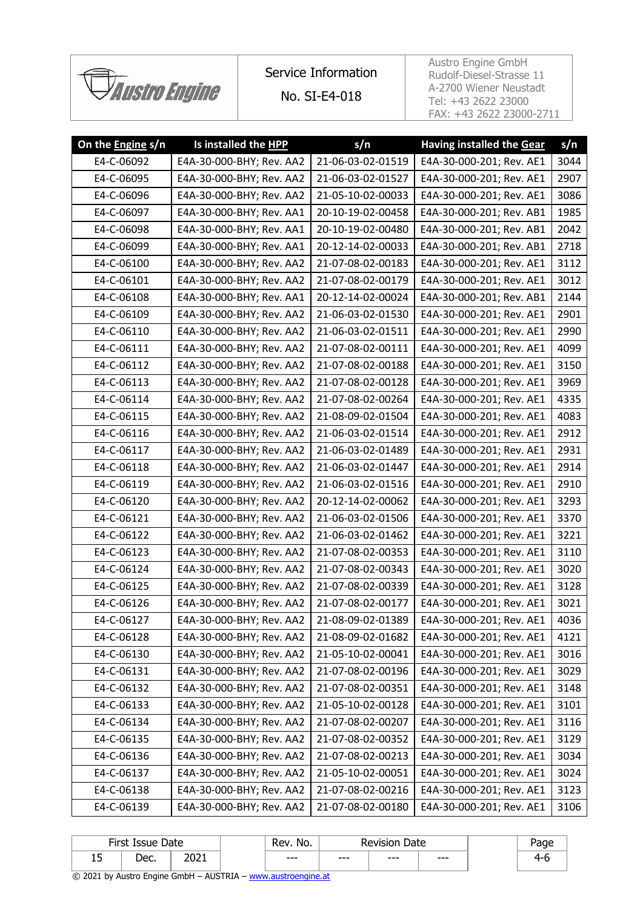| On the Engine s/n | Is installed the HPP | s/n | Having installed the Gear | s/n |
|---|---|---|---|---|
| E4-C-06092 | E4A-30-000-BHY; Rev. AA2 | 21-06-03-02-01519 | E4A-30-000-201; Rev. AE1 | 3044 |
| E4-C-06095 | E4A-30-000-BHY; Rev. AA2 | 21-06-03-02-01527 | E4A-30-000-201; Rev. AE1 | 2907 |
| E4-C-06096 | E4A-30-000-BHY; Rev. AA2 | 21-05-10-02-00033 | E4A-30-000-201; Rev. AE1 | 3086 |
| E4-C-06097 | E4A-30-000-BHY; Rev. AA1 | 20-10-19-02-00458 | E4A-30-000-201; Rev. AB1 | 1985 |
| E4-C-06098 | E4A-30-000-BHY; Rev. AA1 | 20-10-19-02-00480 | E4A-30-000-201; Rev. AB1 | 2042 |
| E4-C-06099 | E4A-30-000-BHY; Rev. AA1 | 20-12-14-02-00033 | E4A-30-000-201; Rev. AB1 | 2718 |
| E4-C-06100 | E4A-30-000-BHY; Rev. AA2 | 21-07-08-02-00183 | E4A-30-000-201; Rev. AE1 | 3112 |
| E4-C-06101 | E4A-30-000-BHY; Rev. AA2 | 21-07-08-02-00179 | E4A-30-000-201; Rev. AE1 | 3012 |
| E4-C-06108 | E4A-30-000-BHY; Rev. AA1 | 20-12-14-02-00024 | E4A-30-000-201; Rev. AB1 | 2144 |
| E4-C-06109 | E4A-30-000-BHY; Rev. AA2 | 21-06-03-02-01530 | E4A-30-000-201; Rev. AE1 | 2901 |
| E4-C-06110 | E4A-30-000-BHY; Rev. AA2 | 21-06-03-02-01511 | E4A-30-000-201; Rev. AE1 | 2990 |
| E4-C-06111 | E4A-30-000-BHY; Rev. AA2 | 21-07-08-02-00111 | E4A-30-000-201; Rev. AE1 | 4099 |
| E4-C-06112 | E4A-30-000-BHY; Rev. AA2 | 21-07-08-02-00188 | E4A-30-000-201; Rev. AE1 | 3150 |
| E4-C-06113 | E4A-30-000-BHY; Rev. AA2 | 21-07-08-02-00128 | E4A-30-000-201; Rev. AE1 | 3969 |
| E4-C-06114 | E4A-30-000-BHY; Rev. AA2 | 21-07-08-02-00264 | E4A-30-000-201; Rev. AE1 | 4335 |
| E4-C-06115 | E4A-30-000-BHY; Rev. AA2 | 21-08-09-02-01504 | E4A-30-000-201; Rev. AE1 | 4083 |
| E4-C-06116 | E4A-30-000-BHY; Rev. AA2 | 21-06-03-02-01514 | E4A-30-000-201; Rev. AE1 | 2912 |
| E4-C-06117 | E4A-30-000-BHY; Rev. AA2 | 21-06-03-02-01489 | E4A-30-000-201; Rev. AE1 | 2931 |
| E4-C-06118 | E4A-30-000-BHY; Rev. AA2 | 21-06-03-02-01447 | E4A-30-000-201; Rev. AE1 | 2914 |
| E4-C-06119 | E4A-30-000-BHY; Rev. AA2 | 21-06-03-02-01516 | E4A-30-000-201; Rev. AE1 | 2910 |
| E4-C-06120 | E4A-30-000-BHY; Rev. AA2 | 20-12-14-02-00062 | E4A-30-000-201; Rev. AE1 | 3293 |
| E4-C-06121 | E4A-30-000-BHY; Rev. AA2 | 21-06-03-02-01506 | E4A-30-000-201; Rev. AE1 | 3370 |
| E4-C-06122 | E4A-30-000-BHY; Rev. AA2 | 21-06-03-02-01462 | E4A-30-000-201; Rev. AE1 | 3221 |
| E4-C-06123 | E4A-30-000-BHY; Rev. AA2 | 21-07-08-02-00353 | E4A-30-000-201; Rev. AE1 | 3110 |
| E4-C-06124 | E4A-30-000-BHY; Rev. AA2 | 21-07-08-02-00343 | E4A-30-000-201; Rev. AE1 | 3020 |
| E4-C-06125 | E4A-30-000-BHY; Rev. AA2 | 21-07-08-02-00339 | E4A-30-000-201; Rev. AE1 | 3128 |
| E4-C-06126 | E4A-30-000-BHY; Rev. AA2 | 21-07-08-02-00177 | E4A-30-000-201; Rev. AE1 | 3021 |
| E4-C-06127 | E4A-30-000-BHY; Rev. AA2 | 21-08-09-02-01389 | E4A-30-000-201; Rev. AE1 | 4036 |
| E4-C-06128 | E4A-30-000-BHY; Rev. AA2 | 21-08-09-02-01682 | E4A-30-000-201; Rev. AE1 | 4121 |
| E4-C-06130 | E4A-30-000-BHY; Rev. AA2 | 21-05-10-02-00041 | E4A-30-000-201; Rev. AE1 | 3016 |
| E4-C-06131 | E4A-30-000-BHY; Rev. AA2 | 21-07-08-02-00196 | E4A-30-000-201; Rev. AE1 | 3029 |
| E4-C-06132 | E4A-30-000-BHY; Rev. AA2 | 21-07-08-02-00351 | E4A-30-000-201; Rev. AE1 | 3148 |
| E4-C-06133 | E4A-30-000-BHY; Rev. AA2 | 21-05-10-02-00128 | E4A-30-000-201; Rev. AE1 | 3101 |
| E4-C-06134 | E4A-30-000-BHY; Rev. AA2 | 21-07-08-02-00207 | E4A-30-000-201; Rev. AE1 | 3116 |
| E4-C-06135 | E4A-30-000-BHY; Rev. AA2 | 21-07-08-02-00352 | E4A-30-000-201; Rev. AE1 | 3129 |
| E4-C-06136 | E4A-30-000-BHY; Rev. AA2 | 21-07-08-02-00213 | E4A-30-000-201; Rev. AE1 | 3034 |
| E4-C-06137 | E4A-30-000-BHY; Rev. AA2 | 21-05-10-02-00051 | E4A-30-000-201; Rev. AE1 | 3024 |
| E4-C-06138 | E4A-30-000-BHY; Rev. AA2 | 21-07-08-02-00216 | E4A-30-000-201; Rev. AE1 | 3123 |
| E4-C-06139 | E4A-30-000-BHY; Rev. AA2 | 21-07-08-02-00180 | E4A-30-000-201; Rev. AE1 | 3106 |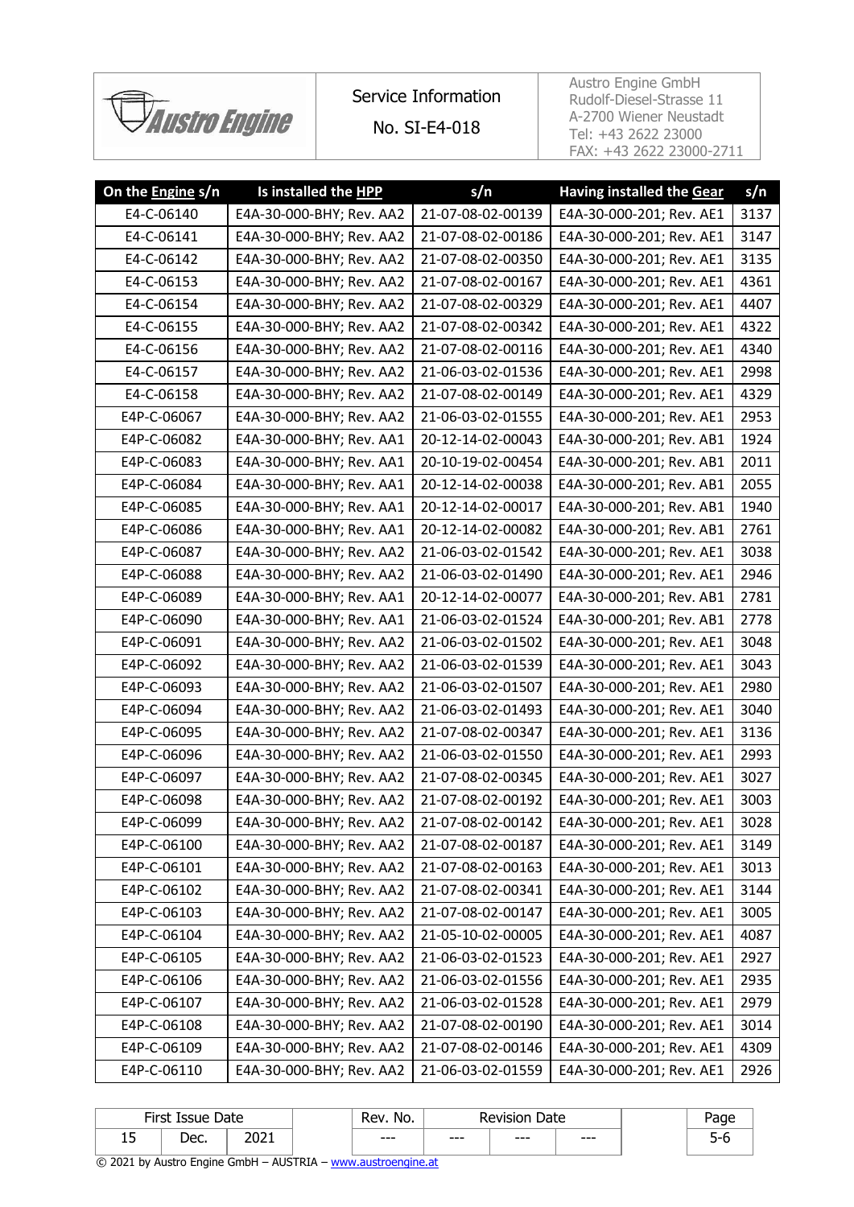| On the Engine s/n | Is installed the HPP | s/n | Having installed the Gear | s/n |
|---|---|---|---|---|
| E4-C-06140 | E4A-30-000-BHY; Rev. AA2 | 21-07-08-02-00139 | E4A-30-000-201; Rev. AE1 | 3137 |
| E4-C-06141 | E4A-30-000-BHY; Rev. AA2 | 21-07-08-02-00186 | E4A-30-000-201; Rev. AE1 | 3147 |
| E4-C-06142 | E4A-30-000-BHY; Rev. AA2 | 21-07-08-02-00350 | E4A-30-000-201; Rev. AE1 | 3135 |
| E4-C-06153 | E4A-30-000-BHY; Rev. AA2 | 21-07-08-02-00167 | E4A-30-000-201; Rev. AE1 | 4361 |
| E4-C-06154 | E4A-30-000-BHY; Rev. AA2 | 21-07-08-02-00329 | E4A-30-000-201; Rev. AE1 | 4407 |
| E4-C-06155 | E4A-30-000-BHY; Rev. AA2 | 21-07-08-02-00342 | E4A-30-000-201; Rev. AE1 | 4322 |
| E4-C-06156 | E4A-30-000-BHY; Rev. AA2 | 21-07-08-02-00116 | E4A-30-000-201; Rev. AE1 | 4340 |
| E4-C-06157 | E4A-30-000-BHY; Rev. AA2 | 21-06-03-02-01536 | E4A-30-000-201; Rev. AE1 | 2998 |
| E4-C-06158 | E4A-30-000-BHY; Rev. AA2 | 21-07-08-02-00149 | E4A-30-000-201; Rev. AE1 | 4329 |
| E4P-C-06067 | E4A-30-000-BHY; Rev. AA2 | 21-06-03-02-01555 | E4A-30-000-201; Rev. AE1 | 2953 |
| E4P-C-06082 | E4A-30-000-BHY; Rev. AA1 | 20-12-14-02-00043 | E4A-30-000-201; Rev. AB1 | 1924 |
| E4P-C-06083 | E4A-30-000-BHY; Rev. AA1 | 20-10-19-02-00454 | E4A-30-000-201; Rev. AB1 | 2011 |
| E4P-C-06084 | E4A-30-000-BHY; Rev. AA1 | 20-12-14-02-00038 | E4A-30-000-201; Rev. AB1 | 2055 |
| E4P-C-06085 | E4A-30-000-BHY; Rev. AA1 | 20-12-14-02-00017 | E4A-30-000-201; Rev. AB1 | 1940 |
| E4P-C-06086 | E4A-30-000-BHY; Rev. AA1 | 20-12-14-02-00082 | E4A-30-000-201; Rev. AB1 | 2761 |
| E4P-C-06087 | E4A-30-000-BHY; Rev. AA2 | 21-06-03-02-01542 | E4A-30-000-201; Rev. AE1 | 3038 |
| E4P-C-06088 | E4A-30-000-BHY; Rev. AA2 | 21-06-03-02-01490 | E4A-30-000-201; Rev. AE1 | 2946 |
| E4P-C-06089 | E4A-30-000-BHY; Rev. AA1 | 20-12-14-02-00077 | E4A-30-000-201; Rev. AB1 | 2781 |
| E4P-C-06090 | E4A-30-000-BHY; Rev. AA1 | 21-06-03-02-01524 | E4A-30-000-201; Rev. AB1 | 2778 |
| E4P-C-06091 | E4A-30-000-BHY; Rev. AA2 | 21-06-03-02-01502 | E4A-30-000-201; Rev. AE1 | 3048 |
| E4P-C-06092 | E4A-30-000-BHY; Rev. AA2 | 21-06-03-02-01539 | E4A-30-000-201; Rev. AE1 | 3043 |
| E4P-C-06093 | E4A-30-000-BHY; Rev. AA2 | 21-06-03-02-01507 | E4A-30-000-201; Rev. AE1 | 2980 |
| E4P-C-06094 | E4A-30-000-BHY; Rev. AA2 | 21-06-03-02-01493 | E4A-30-000-201; Rev. AE1 | 3040 |
| E4P-C-06095 | E4A-30-000-BHY; Rev. AA2 | 21-07-08-02-00347 | E4A-30-000-201; Rev. AE1 | 3136 |
| E4P-C-06096 | E4A-30-000-BHY; Rev. AA2 | 21-06-03-02-01550 | E4A-30-000-201; Rev. AE1 | 2993 |
| E4P-C-06097 | E4A-30-000-BHY; Rev. AA2 | 21-07-08-02-00345 | E4A-30-000-201; Rev. AE1 | 3027 |
| E4P-C-06098 | E4A-30-000-BHY; Rev. AA2 | 21-07-08-02-00192 | E4A-30-000-201; Rev. AE1 | 3003 |
| E4P-C-06099 | E4A-30-000-BHY; Rev. AA2 | 21-07-08-02-00142 | E4A-30-000-201; Rev. AE1 | 3028 |
| E4P-C-06100 | E4A-30-000-BHY; Rev. AA2 | 21-07-08-02-00187 | E4A-30-000-201; Rev. AE1 | 3149 |
| E4P-C-06101 | E4A-30-000-BHY; Rev. AA2 | 21-07-08-02-00163 | E4A-30-000-201; Rev. AE1 | 3013 |
| E4P-C-06102 | E4A-30-000-BHY; Rev. AA2 | 21-07-08-02-00341 | E4A-30-000-201; Rev. AE1 | 3144 |
| E4P-C-06103 | E4A-30-000-BHY; Rev. AA2 | 21-07-08-02-00147 | E4A-30-000-201; Rev. AE1 | 3005 |
| E4P-C-06104 | E4A-30-000-BHY; Rev. AA2 | 21-05-10-02-00005 | E4A-30-000-201; Rev. AE1 | 4087 |
| E4P-C-06105 | E4A-30-000-BHY; Rev. AA2 | 21-06-03-02-01523 | E4A-30-000-201; Rev. AE1 | 2927 |
| E4P-C-06106 | E4A-30-000-BHY; Rev. AA2 | 21-06-03-02-01556 | E4A-30-000-201; Rev. AE1 | 2935 |
| E4P-C-06107 | E4A-30-000-BHY; Rev. AA2 | 21-06-03-02-01528 | E4A-30-000-201; Rev. AE1 | 2979 |
| E4P-C-06108 | E4A-30-000-BHY; Rev. AA2 | 21-07-08-02-00190 | E4A-30-000-201; Rev. AE1 | 3014 |
| E4P-C-06109 | E4A-30-000-BHY; Rev. AA2 | 21-07-08-02-00146 | E4A-30-000-201; Rev. AE1 | 4309 |
| E4P-C-06110 | E4A-30-000-BHY; Rev. AA2 | 21-06-03-02-01559 | E4A-30-000-201; Rev. AE1 | 2926 |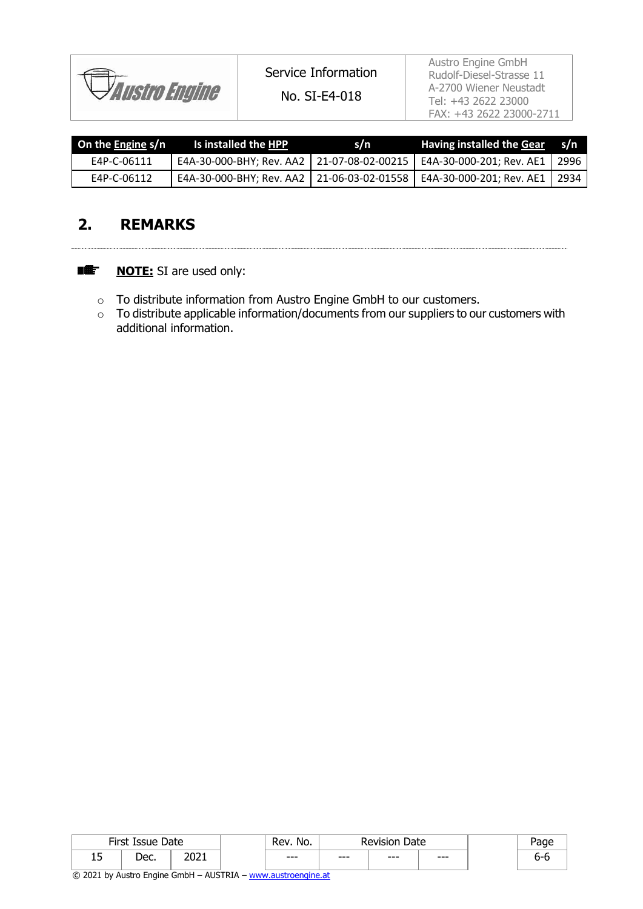| On the Engine s/n | Is installed the HPP | s/n | Having installed the Gear | s/n |
|---|---|---|---|---|
| E4P-C-06111 | E4A-30-000-BHY; Rev. AA2 | 21-07-08-02-00215 | E4A-30-000-201; Rev. AE1 | 2996 |
| E4P-C-06112 | E4A-30-000-BHY; Rev. AA2 | 21-06-03-02-01558 | E4A-30-000-201; Rev. AE1 | 2934 |

## 2. REMARKS

**NOTE:** SI are used only:

- To distribute information from Austro Engine GmbH to our customers.
- To distribute applicable information/documents from our suppliers to our customers with additional information.